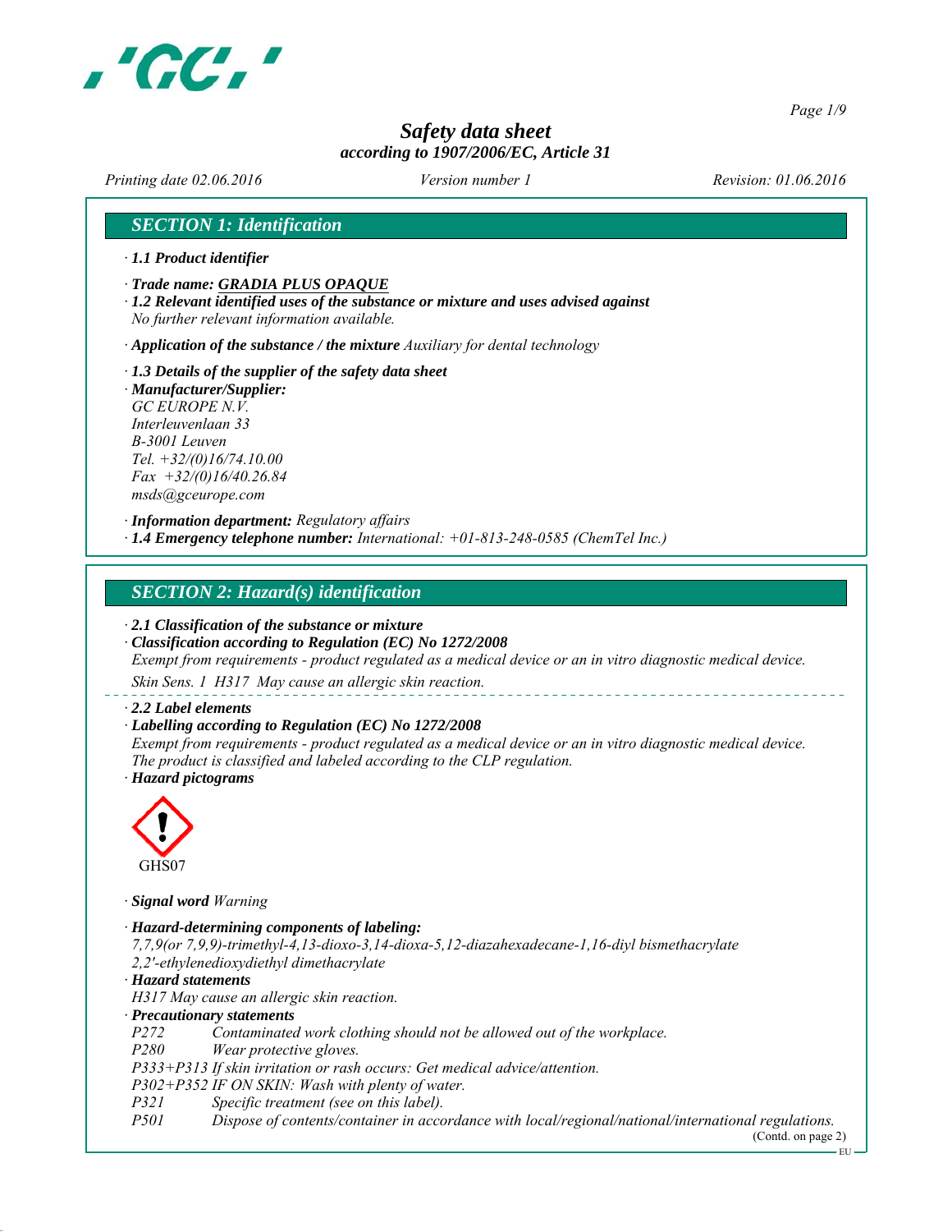# Safety data sheet

*according to 1907/2006/EC, Article 31*

*Printing date 02.06.2016* *Version number 1* *Revision: 01.06.2016*

## SECTION 1: Identification

· **1.1 Product identifier**

· **Trade name: GRADIA PLUS OPAQUE**

· **1.2 Relevant identified uses of the substance or mixture and uses advised against**
*No further relevant information available.*

· **Application of the substance / the mixture** *Auxiliary for dental technology*

· **1.3 Details of the supplier of the safety data sheet**

· **Manufacturer/Supplier:**
*GC EUROPE N.V.*
*Interleuvenlaan 33*
*B-3001 Leuven*
*Tel. +32/(0)16/74.10.00*
*Fax +32/(0)16/40.26.84*
*msds@gceurope.com*

· **Information department:** *Regulatory affairs*

· **1.4 Emergency telephone number:** *International: +01-813-248-0585 (ChemTel Inc.)*

## SECTION 2: Hazard(s) identification

· **2.1 Classification of the substance or mixture**

· **Classification according to Regulation (EC) No 1272/2008**
*Exempt from requirements - product regulated as a medical device or an in vitro diagnostic medical device.*

*Skin Sens. 1 H317 May cause an allergic skin reaction.*

· **2.2 Label elements**

· **Labelling according to Regulation (EC) No 1272/2008**
*Exempt from requirements - product regulated as a medical device or an in vitro diagnostic medical device.*
*The product is classified and labeled according to the CLP regulation.*

· **Hazard pictograms**

GHS07

· **Signal word** *Warning*

· **Hazard-determining components of labeling:**
*7,7,9(or 7,9,9)-trimethyl-4,13-dioxo-3,14-dioxa-5,12-diazahexadecane-1,16-diyl bismethacrylate*
*2,2'-ethylenedioxydiethyl dimethacrylate*

· **Hazard statements**
*H317 May cause an allergic skin reaction.*

· **Precautionary statements**

| | |
|---|---|
| *P272* | *Contaminated work clothing should not be allowed out of the workplace.* |
| *P280* | *Wear protective gloves.* |
| *P333+P313* | *If skin irritation or rash occurs: Get medical advice/attention.* |
| *P302+P352* | *IF ON SKIN: Wash with plenty of water.* |
| *P321* | *Specific treatment (see on this label).* |
| *P501* | *Dispose of contents/container in accordance with local/regional/national/international regulations.* |

(Contd. on page 2)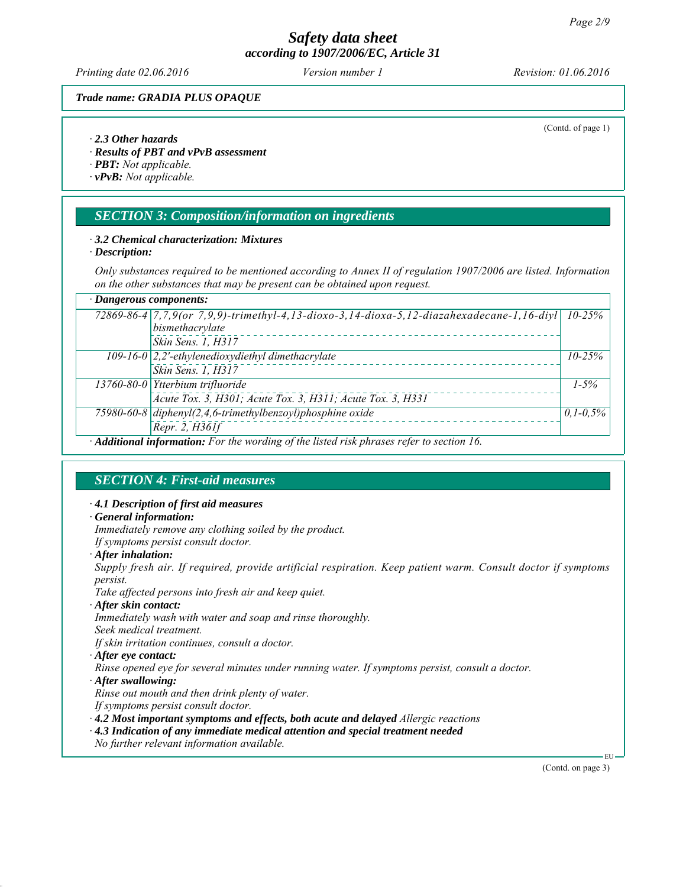**Trade name: GRADIA PLUS OPAQUE**

(Contd. of page 1)

· **2.3 Other hazards**
· **Results of PBT and vPvB assessment**
· **PBT:** Not applicable.
· **vPvB:** Not applicable.

## SECTION 3: Composition/information on ingredients

· **3.2 Chemical characterization: Mixtures**
· **Description:**

Only substances required to be mentioned according to Annex II of regulation 1907/2006 are listed. Information on the other substances that may be present can be obtained upon request.

· **Dangerous components:**

| | | |
|---|---|---|
| 72869-86-4 | 7,7,9(or 7,9,9)-trimethyl-4,13-dioxo-3,14-dioxa-5,12-diazahexadecane-1,16-diyl bismethacrylate<br>Skin Sens. 1, H317 | 10-25% |
| 109-16-0 | 2,2'-ethylenedioxydiethyl dimethacrylate<br>Skin Sens. 1, H317 | 10-25% |
| 13760-80-0 | Ytterbium trifluoride<br>Acute Tox. 3, H301; Acute Tox. 3, H311; Acute Tox. 3, H331 | 1-5% |
| 75980-60-8 | diphenyl(2,4,6-trimethylbenzoyl)phosphine oxide<br>Repr. 2, H361f | 0,1-0,5% |

· **Additional information:** For the wording of the listed risk phrases refer to section 16.

## SECTION 4: First-aid measures

· **4.1 Description of first aid measures**
· **General information:**
Immediately remove any clothing soiled by the product.
If symptoms persist consult doctor.
· **After inhalation:**
Supply fresh air. If required, provide artificial respiration. Keep patient warm. Consult doctor if symptoms persist.
Take affected persons into fresh air and keep quiet.
· **After skin contact:**
Immediately wash with water and soap and rinse thoroughly.
Seek medical treatment.
If skin irritation continues, consult a doctor.
· **After eye contact:**
Rinse opened eye for several minutes under running water. If symptoms persist, consult a doctor.
· **After swallowing:**
Rinse out mouth and then drink plenty of water.
If symptoms persist consult doctor.
· **4.2 Most important symptoms and effects, both acute and delayed** Allergic reactions
· **4.3 Indication of any immediate medical attention and special treatment needed**
No further relevant information available.

(Contd. on page 3)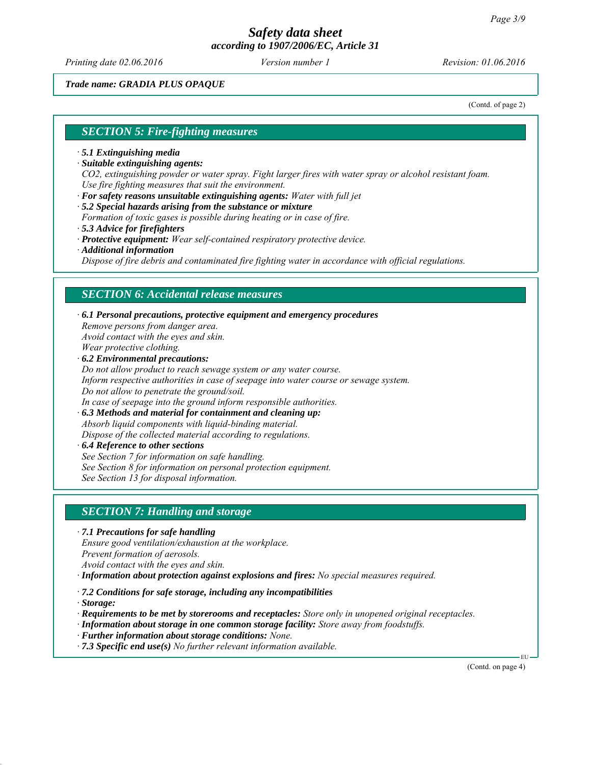*Trade name: GRADIA PLUS OPAQUE*

(Contd. of page 2)

## SECTION 5: Fire-fighting measures

· **5.1 Extinguishing media**
· **Suitable extinguishing agents:**
*$CO_2$, extinguishing powder or water spray. Fight larger fires with water spray or alcohol resistant foam. Use fire fighting measures that suit the environment.*
· **For safety reasons unsuitable extinguishing agents:** *Water with full jet*
· **5.2 Special hazards arising from the substance or mixture**
*Formation of toxic gases is possible during heating or in case of fire.*
· **5.3 Advice for firefighters**
· **Protective equipment:** *Wear self-contained respiratory protective device.*
· **Additional information**
*Dispose of fire debris and contaminated fire fighting water in accordance with official regulations.*

## SECTION 6: Accidental release measures

· **6.1 Personal precautions, protective equipment and emergency procedures**
*Remove persons from danger area.*
*Avoid contact with the eyes and skin.*
*Wear protective clothing.*
· **6.2 Environmental precautions:**
*Do not allow product to reach sewage system or any water course.*
*Inform respective authorities in case of seepage into water course or sewage system.*
*Do not allow to penetrate the ground/soil.*
*In case of seepage into the ground inform responsible authorities.*
· **6.3 Methods and material for containment and cleaning up:**
*Absorb liquid components with liquid-binding material.*
*Dispose of the collected material according to regulations.*
· **6.4 Reference to other sections**
*See Section 7 for information on safe handling.*
*See Section 8 for information on personal protection equipment.*
*See Section 13 for disposal information.*

## SECTION 7: Handling and storage

· **7.1 Precautions for safe handling**
*Ensure good ventilation/exhaustion at the workplace.*
*Prevent formation of aerosols.*
*Avoid contact with the eyes and skin.*
· **Information about protection against explosions and fires:** *No special measures required.*

· **7.2 Conditions for safe storage, including any incompatibilities**
· **Storage:**
· **Requirements to be met by storerooms and receptacles:** *Store only in unopened original receptacles.*
· **Information about storage in one common storage facility:** *Store away from foodstuffs.*
· **Further information about storage conditions:** *None.*
· **7.3 Specific end use(s)** *No further relevant information available.*

(Contd. on page 4)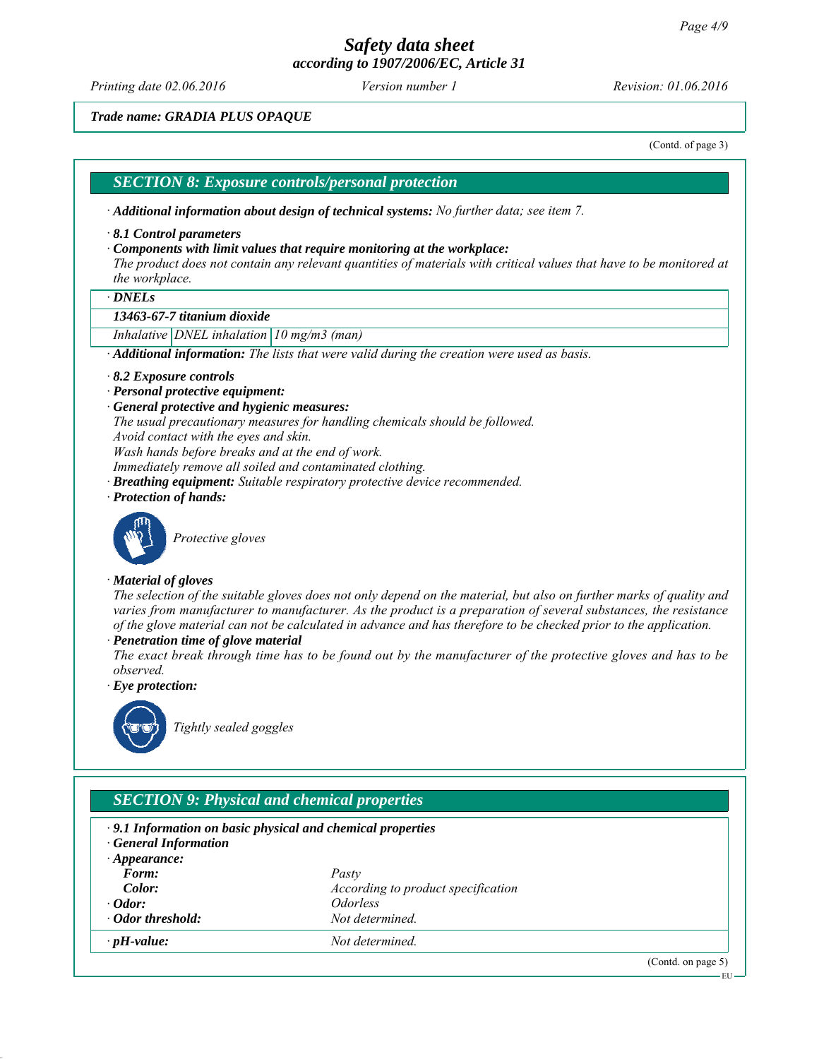Trade name: GRADIA PLUS OPAQUE

(Contd. of page 3)

## SECTION 8: Exposure controls/personal protection

· **Additional information about design of technical systems:** No further data; see item 7.

· **8.1 Control parameters**

· **Components with limit values that require monitoring at the workplace:**

The product does not contain any relevant quantities of materials with critical values that have to be monitored at the workplace.

| · DNELs | | |
|---|---|---|
| **13463-67-7 titanium dioxide** | | |
| Inhalative | DNEL inhalation | 10 mg/m3 (man) |

· **Additional information:** The lists that were valid during the creation were used as basis.

· **8.2 Exposure controls**

· **Personal protective equipment:**

· **General protective and hygienic measures:**

The usual precautionary measures for handling chemicals should be followed.
Avoid contact with the eyes and skin.
Wash hands before breaks and at the end of work.
Immediately remove all soiled and contaminated clothing.

· **Breathing equipment:** Suitable respiratory protective device recommended.

· **Protection of hands:**

Protective gloves

· **Material of gloves**

The selection of the suitable gloves does not only depend on the material, but also on further marks of quality and varies from manufacturer to manufacturer. As the product is a preparation of several substances, the resistance of the glove material can not be calculated in advance and has therefore to be checked prior to the application.

· **Penetration time of glove material**

The exact break through time has to be found out by the manufacturer of the protective gloves and has to be observed.

· **Eye protection:**

Tightly sealed goggles

## SECTION 9: Physical and chemical properties

· **9.1 Information on basic physical and chemical properties**

· **General Information**

| | |
|---|---|
| · **Appearance:** | |
| **Form:** | Pasty |
| **Color:** | According to product specification |
| · **Odor:** | Odorless |
| · **Odor threshold:** | Not determined. |
| · **pH-value:** | Not determined. |

(Contd. on page 5)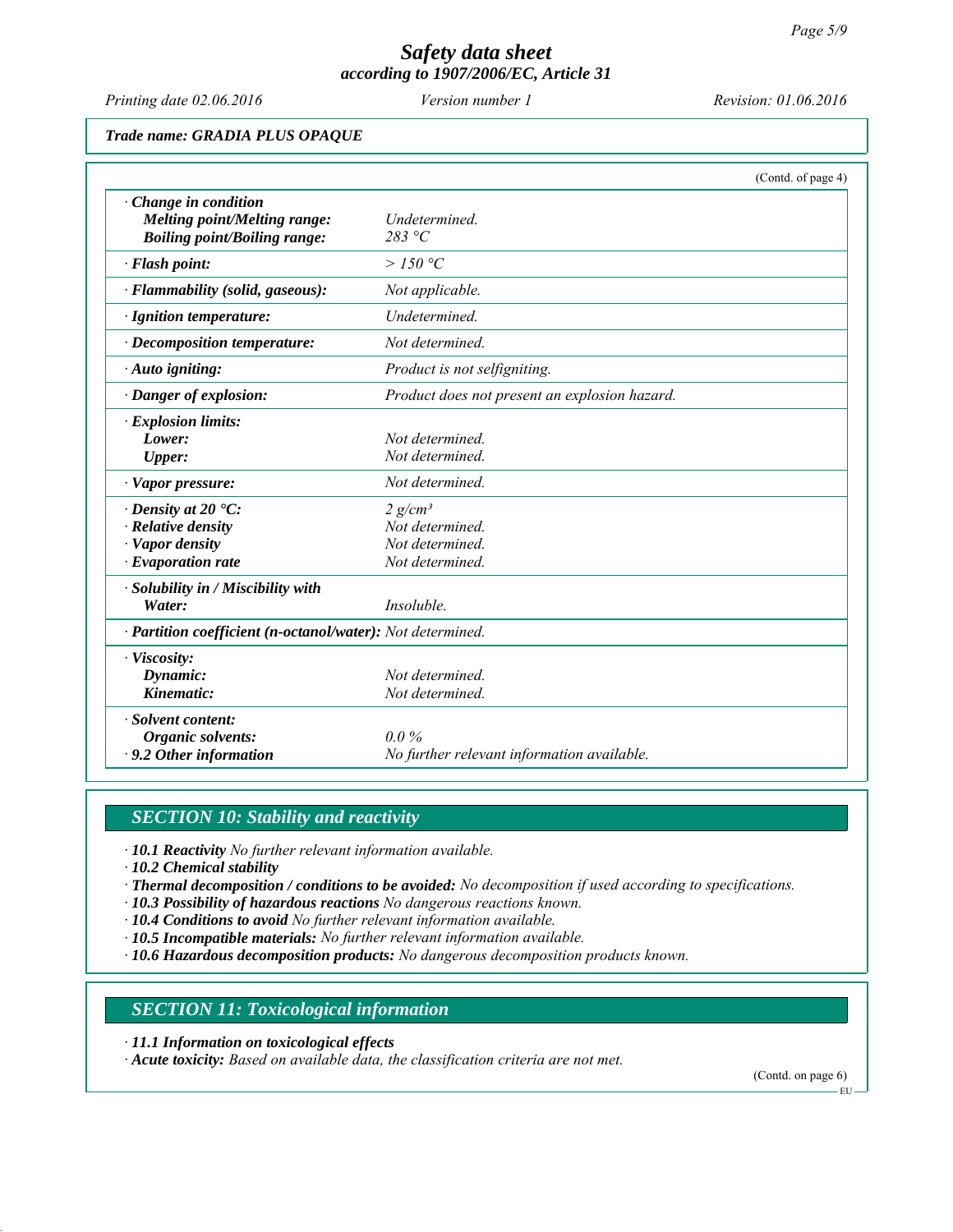*Trade name: GRADIA PLUS OPAQUE*

(Contd. of page 4)

| | |
|---|---|
| · **Change in condition** | |
| **Melting point/Melting range:** | *Undetermined.* |
| **Boiling point/Boiling range:** | *283 °C* |
| · **Flash point:** | *> 150 °C* |
| · **Flammability (solid, gaseous):** | *Not applicable.* |
| · **Ignition temperature:** | *Undetermined.* |
| · **Decomposition temperature:** | *Not determined.* |
| · **Auto igniting:** | *Product is not selfigniting.* |
| · **Danger of explosion:** | *Product does not present an explosion hazard.* |
| · **Explosion limits:** | |
| **Lower:** | *Not determined.* |
| **Upper:** | *Not determined.* |
| · **Vapor pressure:** | *Not determined.* |
| · **Density at 20 °C:** | *2 g/cm³* |
| · **Relative density** | *Not determined.* |
| · **Vapor density** | *Not determined.* |
| · **Evaporation rate** | *Not determined.* |
| · **Solubility in / Miscibility with** | |
| **Water:** | *Insoluble.* |
| · **Partition coefficient (n-octanol/water):** | *Not determined.* |
| · **Viscosity:** | |
| **Dynamic:** | *Not determined.* |
| **Kinematic:** | *Not determined.* |
| · **Solvent content:** | |
| **Organic solvents:** | *0.0 %* |
| · **9.2 Other information** | *No further relevant information available.* |

## SECTION 10: Stability and reactivity

· **10.1 Reactivity** *No further relevant information available.*
· **10.2 Chemical stability**
· **Thermal decomposition / conditions to be avoided:** *No decomposition if used according to specifications.*
· **10.3 Possibility of hazardous reactions** *No dangerous reactions known.*
· **10.4 Conditions to avoid** *No further relevant information available.*
· **10.5 Incompatible materials:** *No further relevant information available.*
· **10.6 Hazardous decomposition products:** *No dangerous decomposition products known.*

## SECTION 11: Toxicological information

· **11.1 Information on toxicological effects**
· **Acute toxicity:** *Based on available data, the classification criteria are not met.*

(Contd. on page 6)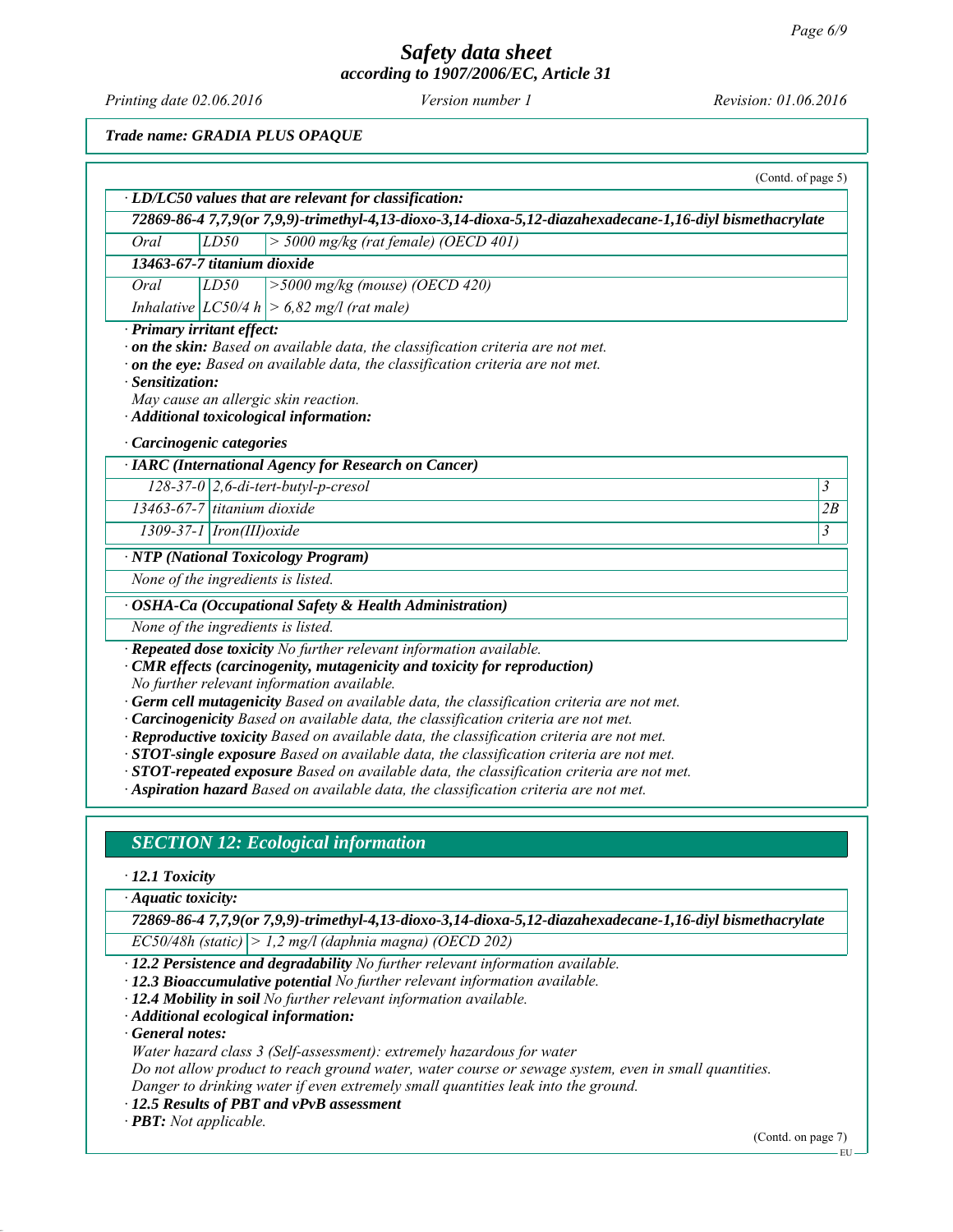# Safety data sheet
## according to 1907/2006/EC, Article 31

*Printing date 02.06.2016* *Version number 1* *Revision: 01.06.2016*

**Trade name: GRADIA PLUS OPAQUE**

(Contd. of page 5)

· **LD/LC50 values that are relevant for classification:**

| | | |
|---|---|---|
| **72869-86-4 7,7,9(or 7,9,9)-trimethyl-4,13-dioxo-3,14-dioxa-5,12-diazahexadecane-1,16-diyl bismethacrylate** | | |
| Oral | LD50 | > 5000 mg/kg (rat female) (OECD 401) |
| **13463-67-7 titanium dioxide** | | |
| Oral | LD50 | >5000 mg/kg (mouse) (OECD 420) |
| Inhalative | LC50/4 h | > 6,82 mg/l (rat male) |

· **Primary irritant effect:**
· **on the skin:** Based on available data, the classification criteria are not met.
· **on the eye:** Based on available data, the classification criteria are not met.
· **Sensitization:**
May cause an allergic skin reaction.
· **Additional toxicological information:**

· **Carcinogenic categories**

| · IARC (International Agency for Research on Cancer) | | |
|---|---|---|
| 128-37-0 | 2,6-di-tert-butyl-p-cresol | 3 |
| 13463-67-7 | titanium dioxide | 2B |
| 1309-37-1 | Iron(III)oxide | 3 |

· **NTP (National Toxicology Program)**

None of the ingredients is listed.

· **OSHA-Ca (Occupational Safety & Health Administration)**

None of the ingredients is listed.

· **Repeated dose toxicity** No further relevant information available.
· **CMR effects (carcinogenity, mutagenicity and toxicity for reproduction)**
No further relevant information available.
· **Germ cell mutagenicity** Based on available data, the classification criteria are not met.
· **Carcinogenicity** Based on available data, the classification criteria are not met.
· **Reproductive toxicity** Based on available data, the classification criteria are not met.
· **STOT-single exposure** Based on available data, the classification criteria are not met.
· **STOT-repeated exposure** Based on available data, the classification criteria are not met.
· **Aspiration hazard** Based on available data, the classification criteria are not met.

## SECTION 12: Ecological information

· **12.1 Toxicity**

· **Aquatic toxicity:**

| | |
|---|---|
| **72869-86-4 7,7,9(or 7,9,9)-trimethyl-4,13-dioxo-3,14-dioxa-5,12-diazahexadecane-1,16-diyl bismethacrylate** | |
| EC50/48h (static) | > 1,2 mg/l (daphnia magna) (OECD 202) |

· **12.2 Persistence and degradability** No further relevant information available.
· **12.3 Bioaccumulative potential** No further relevant information available.
· **12.4 Mobility in soil** No further relevant information available.
· **Additional ecological information:**
· **General notes:**
Water hazard class 3 (Self-assessment): extremely hazardous for water
Do not allow product to reach ground water, water course or sewage system, even in small quantities.
Danger to drinking water if even extremely small quantities leak into the ground.
· **12.5 Results of PBT and vPvB assessment**
· **PBT:** Not applicable.

(Contd. on page 7)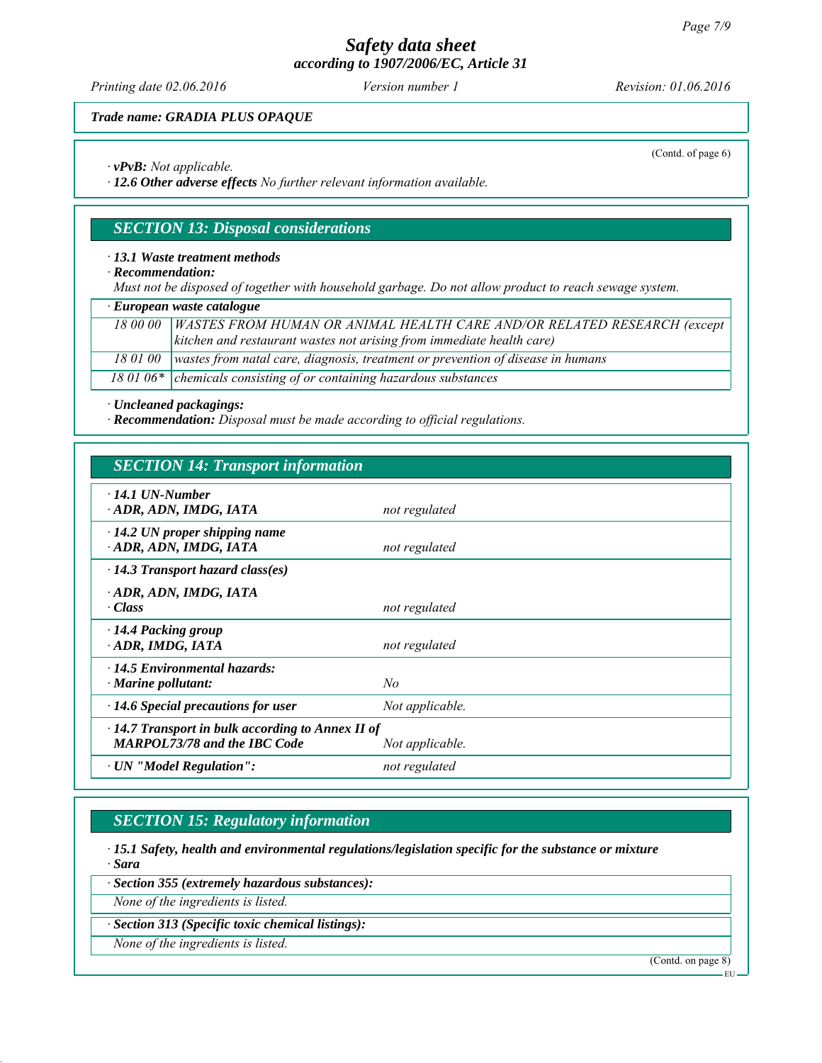**Trade name: GRADIA PLUS OPAQUE**

(Contd. of page 6)

· ***vPvB:*** *Not applicable.*
· ***12.6 Other adverse effects*** *No further relevant information available.*

## SECTION 13: Disposal considerations

· ***13.1 Waste treatment methods***
· ***Recommendation:***
*Must not be disposed of together with household garbage. Do not allow product to reach sewage system.*

| · ***European waste catalogue*** | |
|---|---|
| *18 00 00* | *WASTES FROM HUMAN OR ANIMAL HEALTH CARE AND/OR RELATED RESEARCH (except kitchen and restaurant wastes not arising from immediate health care)* |
| *18 01 00* | *wastes from natal care, diagnosis, treatment or prevention of disease in humans* |
| *18 01 06** | *chemicals consisting of or containing hazardous substances* |

· ***Uncleaned packagings:***
· ***Recommendation:*** *Disposal must be made according to official regulations.*

## SECTION 14: Transport information

| | |
|---|---|
| · ***14.1 UN-Number***<br>· ***ADR, ADN, IMDG, IATA*** | *not regulated* |
| · ***14.2 UN proper shipping name***<br>· ***ADR, ADN, IMDG, IATA*** | *not regulated* |
| · ***14.3 Transport hazard class(es)***<br>· ***ADR, ADN, IMDG, IATA***<br>· ***Class*** | *not regulated* |
| · ***14.4 Packing group***<br>· ***ADR, IMDG, IATA*** | *not regulated* |
| · ***14.5 Environmental hazards:***<br>· ***Marine pollutant:*** | *No* |
| · ***14.6 Special precautions for user*** | *Not applicable.* |
| · ***14.7 Transport in bulk according to Annex II of MARPOL73/78 and the IBC Code*** | *Not applicable.* |
| · ***UN "Model Regulation":*** | *not regulated* |

## SECTION 15: Regulatory information

· ***15.1 Safety, health and environmental regulations/legislation specific for the substance or mixture***
· ***Sara***

· ***Section 355 (extremely hazardous substances):***
*None of the ingredients is listed.*

· ***Section 313 (Specific toxic chemical listings):***
*None of the ingredients is listed.*

(Contd. on page 8)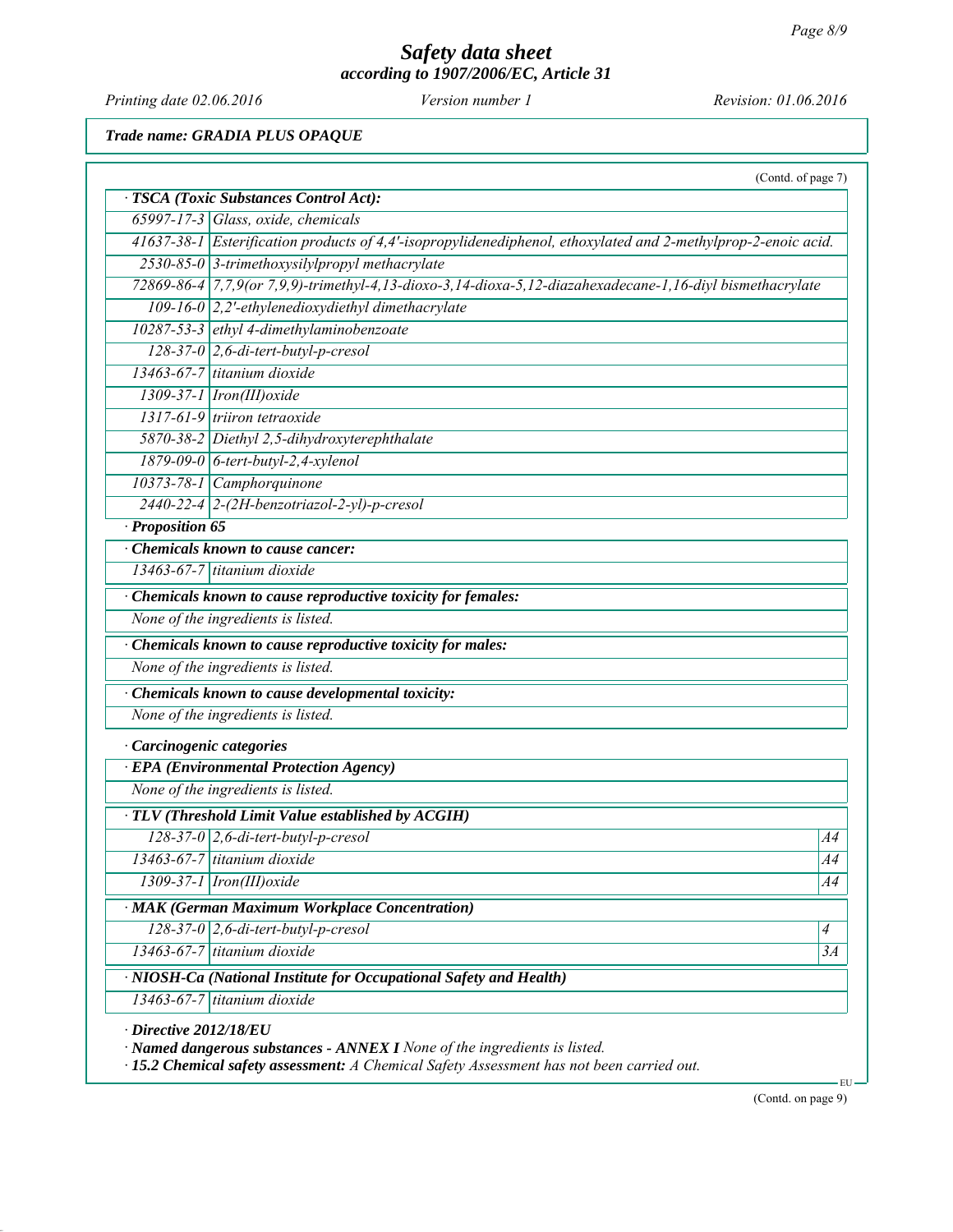*Printing date 02.06.2016* *Version number 1* *Revision: 01.06.2016*

***Trade name: GRADIA PLUS OPAQUE***

(Contd. of page 7)

**· TSCA (Toxic Substances Control Act):**

| | |
|---|---|
| 65997-17-3 | Glass, oxide, chemicals |
| 41637-38-1 | Esterification products of 4,4'-isopropylidenediphenol, ethoxylated and 2-methylprop-2-enoic acid. |
| 2530-85-0 | 3-trimethoxysilylpropyl methacrylate |
| 72869-86-4 | 7,7,9(or 7,9,9)-trimethyl-4,13-dioxo-3,14-dioxa-5,12-diazahexadecane-1,16-diyl bismethacrylate |
| 109-16-0 | 2,2'-ethylenedioxydiethyl dimethacrylate |
| 10287-53-3 | ethyl 4-dimethylaminobenzoate |
| 128-37-0 | 2,6-di-tert-butyl-p-cresol |
| 13463-67-7 | titanium dioxide |
| 1309-37-1 | Iron(III)oxide |
| 1317-61-9 | triiron tetraoxide |
| 5870-38-2 | Diethyl 2,5-dihydroxyterephthalate |
| 1879-09-0 | 6-tert-butyl-2,4-xylenol |
| 10373-78-1 | Camphorquinone |
| 2440-22-4 | 2-(2H-benzotriazol-2-yl)-p-cresol |

**· Proposition 65**

**· Chemicals known to cause cancer:**

| | |
|---|---|
| 13463-67-7 | titanium dioxide |

**· Chemicals known to cause reproductive toxicity for females:**

None of the ingredients is listed.

**· Chemicals known to cause reproductive toxicity for males:**

None of the ingredients is listed.

**· Chemicals known to cause developmental toxicity:**

None of the ingredients is listed.

**· Carcinogenic categories**

**· EPA (Environmental Protection Agency)**

None of the ingredients is listed.

**· TLV (Threshold Limit Value established by ACGIH)**

| | | |
|---|---|---|
| 128-37-0 | 2,6-di-tert-butyl-p-cresol | A4 |
| 13463-67-7 | titanium dioxide | A4 |
| 1309-37-1 | Iron(III)oxide | A4 |

**· MAK (German Maximum Workplace Concentration)**

| | | |
|---|---|---|
| 128-37-0 | 2,6-di-tert-butyl-p-cresol | 4 |
| 13463-67-7 | titanium dioxide | 3A |

**· NIOSH-Ca (National Institute for Occupational Safety and Health)**

| | |
|---|---|
| 13463-67-7 | titanium dioxide |

**· Directive 2012/18/EU**

**· Named dangerous substances - ANNEX I** *None of the ingredients is listed.*

**· 15.2 Chemical safety assessment:** *A Chemical Safety Assessment has not been carried out.*

(Contd. on page 9)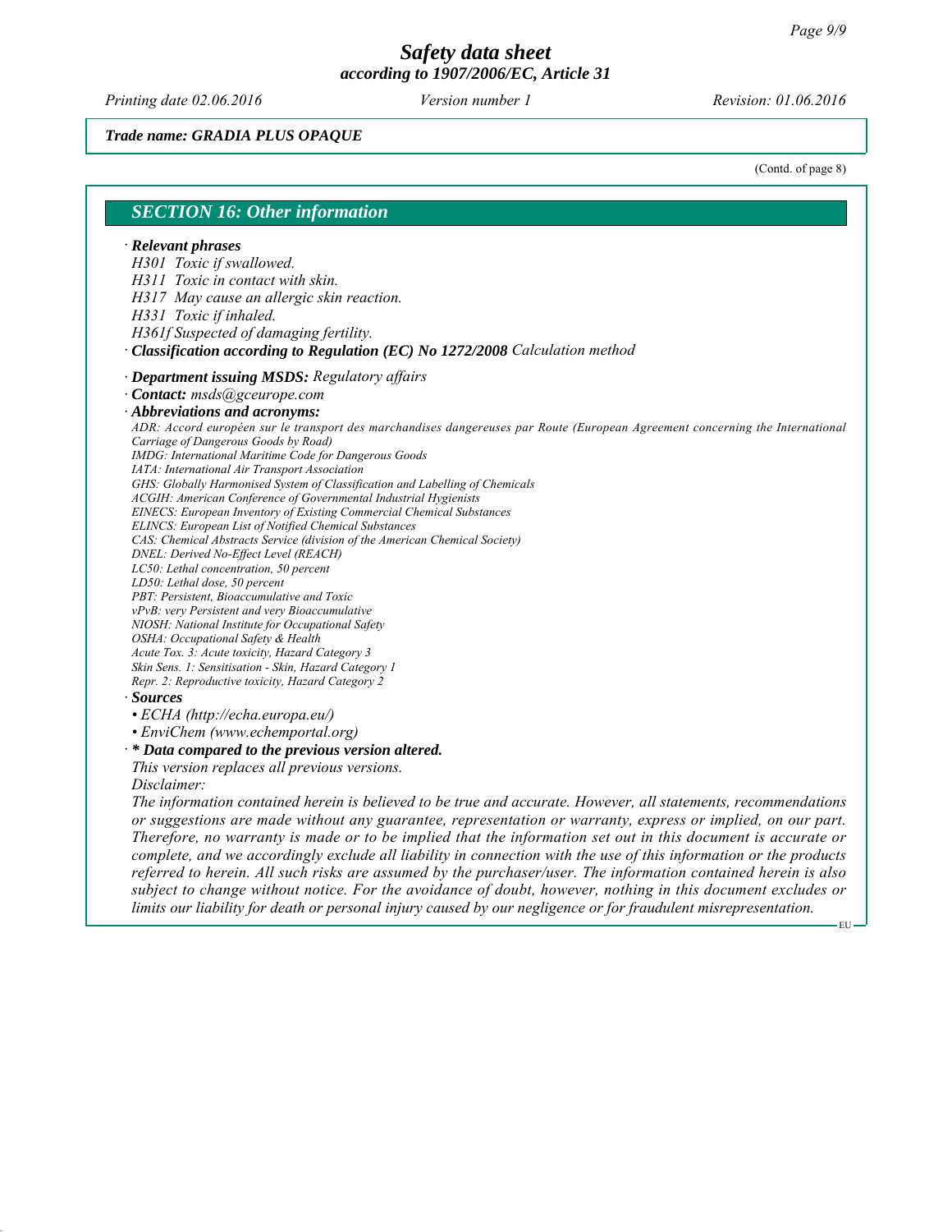*Trade name: GRADIA PLUS OPAQUE*

(Contd. of page 8)

## SECTION 16: Other information

· **Relevant phrases**

H301 Toxic if swallowed.

H311 Toxic in contact with skin.

H317 May cause an allergic skin reaction.

H331 Toxic if inhaled.

H361f Suspected of damaging fertility.

· **Classification according to Regulation (EC) No 1272/2008** Calculation method

· **Department issuing MSDS:** Regulatory affairs

· **Contact:** msds@gceurope.com

· **Abbreviations and acronyms:**

ADR: Accord européen sur le transport des marchandises dangereuses par Route (European Agreement concerning the International Carriage of Dangerous Goods by Road)
IMDG: International Maritime Code for Dangerous Goods
IATA: International Air Transport Association
GHS: Globally Harmonised System of Classification and Labelling of Chemicals
ACGIH: American Conference of Governmental Industrial Hygienists
EINECS: European Inventory of Existing Commercial Chemical Substances
ELINCS: European List of Notified Chemical Substances
CAS: Chemical Abstracts Service (division of the American Chemical Society)
DNEL: Derived No-Effect Level (REACH)
LC50: Lethal concentration, 50 percent
LD50: Lethal dose, 50 percent
PBT: Persistent, Bioaccumulative and Toxic
vPvB: very Persistent and very Bioaccumulative
NIOSH: National Institute for Occupational Safety
OSHA: Occupational Safety & Health
Acute Tox. 3: Acute toxicity, Hazard Category 3
Skin Sens. 1: Sensitisation - Skin, Hazard Category 1
Repr. 2: Reproductive toxicity, Hazard Category 2

· **Sources**

- ECHA (http://echa.europa.eu/)
- EnviChem (www.echemportal.org)

· **\* Data compared to the previous version altered.**

This version replaces all previous versions.

Disclaimer:

The information contained herein is believed to be true and accurate. However, all statements, recommendations or suggestions are made without any guarantee, representation or warranty, express or implied, on our part. Therefore, no warranty is made or to be implied that the information set out in this document is accurate or complete, and we accordingly exclude all liability in connection with the use of this information or the products referred to herein. All such risks are assumed by the purchaser/user. The information contained herein is also subject to change without notice. For the avoidance of doubt, however, nothing in this document excludes or limits our liability for death or personal injury caused by our negligence or for fraudulent misrepresentation.

EU